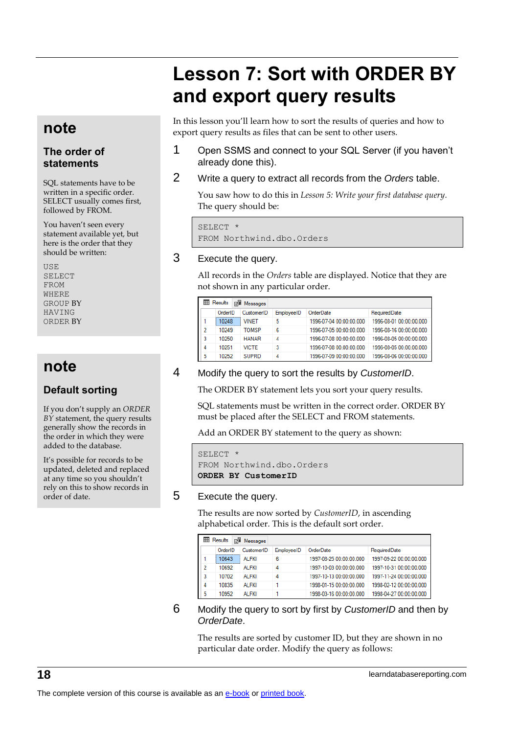# Lesson 7: Sort with ORDER BY and export query results

In this lesson you'll learn how to sort the results of queries and how to export query results as files that can be sent to other users.

1. Open SSMS and connect to your SQL Server (if you haven't already done this).

2. Write a query to extract all records from the *Orders* table.

   You saw how to do this in *Lesson 5: Write your first database query*. The query should be:

```
SELECT *
FROM Northwind.dbo.Orders
```

3. Execute the query.

   All records in the *Orders* table are displayed. Notice that they are not shown in any particular order.

| | OrderID | CustomerID | EmployeeID | OrderDate | RequiredDate |
|---|---|---|---|---|---|
| 1 | 10248 | VINET | 5 | 1996-07-04 00:00:00.000 | 1996-08-01 00:00:00.000 |
| 2 | 10249 | TOMSP | 6 | 1996-07-05 00:00:00.000 | 1996-08-16 00:00:00.000 |
| 3 | 10250 | HANAR | 4 | 1996-07-08 00:00:00.000 | 1996-08-05 00:00:00.000 |
| 4 | 10251 | VICTE | 3 | 1996-07-08 00:00:00.000 | 1996-08-05 00:00:00.000 |
| 5 | 10252 | SUPRD | 4 | 1996-07-09 00:00:00.000 | 1996-08-06 00:00:00.000 |

4. Modify the query to sort the results by *CustomerID*.

   The ORDER BY statement lets you sort your query results.

   SQL statements must be written in the correct order. ORDER BY must be placed after the SELECT and FROM statements.

   Add an ORDER BY statement to the query as shown:

```
SELECT *
FROM Northwind.dbo.Orders
ORDER BY CustomerID
```

5. Execute the query.

   The results are now sorted by *CustomerID*, in ascending alphabetical order. This is the default sort order.

| | OrderID | CustomerID | EmployeeID | OrderDate | RequiredDate |
|---|---|---|---|---|---|
| 1 | 10643 | ALFKI | 6 | 1997-08-25 00:00:00.000 | 1997-09-22 00:00:00.000 |
| 2 | 10692 | ALFKI | 4 | 1997-10-03 00:00:00.000 | 1997-10-31 00:00:00.000 |
| 3 | 10702 | ALFKI | 4 | 1997-10-13 00:00:00.000 | 1997-11-24 00:00:00.000 |
| 4 | 10835 | ALFKI | 1 | 1998-01-15 00:00:00.000 | 1998-02-12 00:00:00.000 |
| 5 | 10952 | ALFKI | 1 | 1998-03-16 00:00:00.000 | 1998-04-27 00:00:00.000 |

6. Modify the query to sort by first by *CustomerID* and then by *OrderDate*.

   The results are sorted by customer ID, but they are shown in no particular date order. Modify the query as follows:

## note

### The order of statements

SQL statements have to be written in a specific order. SELECT usually comes first, followed by FROM.

You haven't seen every statement available yet, but here is the order that they should be written:

```
USE
SELECT
FROM
WHERE
GROUP BY
HAVING
ORDER BY
```

## note

### Default sorting

If you don't supply an *ORDER BY* statement, the query results generally show the records in the order in which they were added to the database.

It's possible for records to be updated, deleted and replaced at any time so you shouldn't rely on this to show records in order of date.

The complete version of this course is available as an e-book or printed book.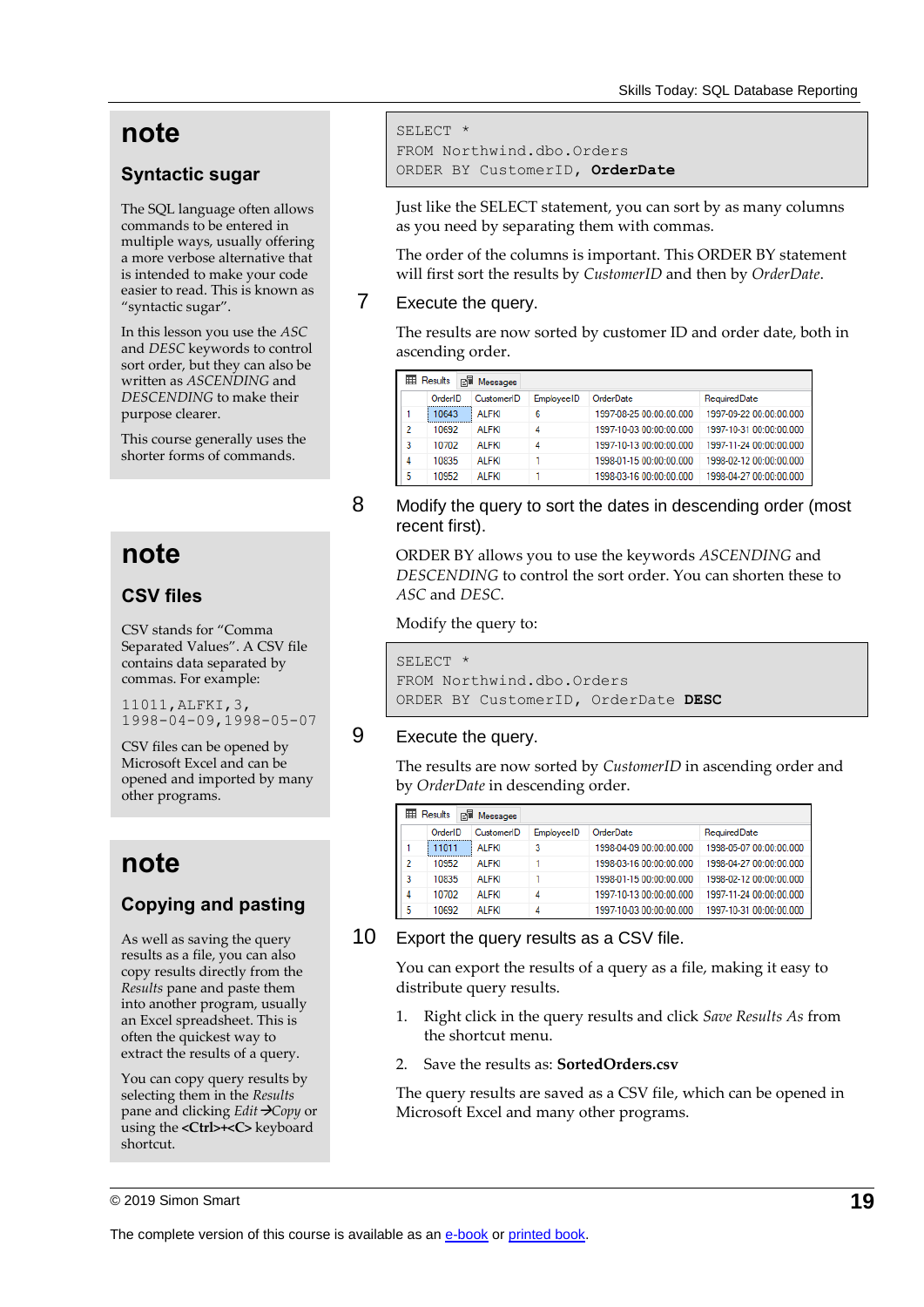## note

### Syntactic sugar

The SQL language often allows commands to be entered in multiple ways, usually offering a more verbose alternative that is intended to make your code easier to read. This is known as "syntactic sugar".

In this lesson you use the *ASC* and *DESC* keywords to control sort order, but they can also be written as *ASCENDING* and *DESCENDING* to make their purpose clearer.

This course generally uses the shorter forms of commands.

## note

### CSV files

CSV stands for "Comma Separated Values". A CSV file contains data separated by commas. For example:

```
11011,ALFKI,3,
1998-04-09,1998-05-07
```

CSV files can be opened by Microsoft Excel and can be opened and imported by many other programs.

## note

### Copying and pasting

As well as saving the query results as a file, you can also copy results directly from the *Results* pane and paste them into another program, usually an Excel spreadsheet. This is often the quickest way to extract the results of a query.

You can copy query results by selecting them in the *Results* pane and clicking *Edit→Copy* or using the **<Ctrl>+<C>** keyboard shortcut.

```
SELECT *
FROM Northwind.dbo.Orders
ORDER BY CustomerID, OrderDate
```

Just like the SELECT statement, you can sort by as many columns as you need by separating them with commas.

The order of the columns is important. This ORDER BY statement will first sort the results by *CustomerID* and then by *OrderDate*.

7. Execute the query.

The results are now sorted by customer ID and order date, both in ascending order.

| | OrderID | CustomerID | EmployeeID | OrderDate | RequiredDate |
|---|---|---|---|---|---|
| 1 | 10643 | ALFKI | 6 | 1997-08-25 00:00:00.000 | 1997-09-22 00:00:00.000 |
| 2 | 10692 | ALFKI | 4 | 1997-10-03 00:00:00.000 | 1997-10-31 00:00:00.000 |
| 3 | 10702 | ALFKI | 4 | 1997-10-13 00:00:00.000 | 1997-11-24 00:00:00.000 |
| 4 | 10835 | ALFKI | 1 | 1998-01-15 00:00:00.000 | 1998-02-12 00:00:00.000 |
| 5 | 10952 | ALFKI | 1 | 1998-03-16 00:00:00.000 | 1998-04-27 00:00:00.000 |

8. Modify the query to sort the dates in descending order (most recent first).

ORDER BY allows you to use the keywords *ASCENDING* and *DESCENDING* to control the sort order. You can shorten these to *ASC* and *DESC*.

Modify the query to:

```
SELECT *
FROM Northwind.dbo.Orders
ORDER BY CustomerID, OrderDate DESC
```

9. Execute the query.

The results are now sorted by *CustomerID* in ascending order and by *OrderDate* in descending order.

| | OrderID | CustomerID | EmployeeID | OrderDate | RequiredDate |
|---|---|---|---|---|---|
| 1 | 11011 | ALFKI | 3 | 1998-04-09 00:00:00.000 | 1998-05-07 00:00:00.000 |
| 2 | 10952 | ALFKI | 1 | 1998-03-16 00:00:00.000 | 1998-04-27 00:00:00.000 |
| 3 | 10835 | ALFKI | 1 | 1998-01-15 00:00:00.000 | 1998-02-12 00:00:00.000 |
| 4 | 10702 | ALFKI | 4 | 1997-10-13 00:00:00.000 | 1997-11-24 00:00:00.000 |
| 5 | 10692 | ALFKI | 4 | 1997-10-03 00:00:00.000 | 1997-10-31 00:00:00.000 |

10. Export the query results as a CSV file.

You can export the results of a query as a file, making it easy to distribute query results.

1. Right click in the query results and click *Save Results As* from the shortcut menu.
2. Save the results as: **SortedOrders.csv**

The query results are saved as a CSV file, which can be opened in Microsoft Excel and many other programs.

© 2019 Simon Smart

The complete version of this course is available as an e-book or printed book.